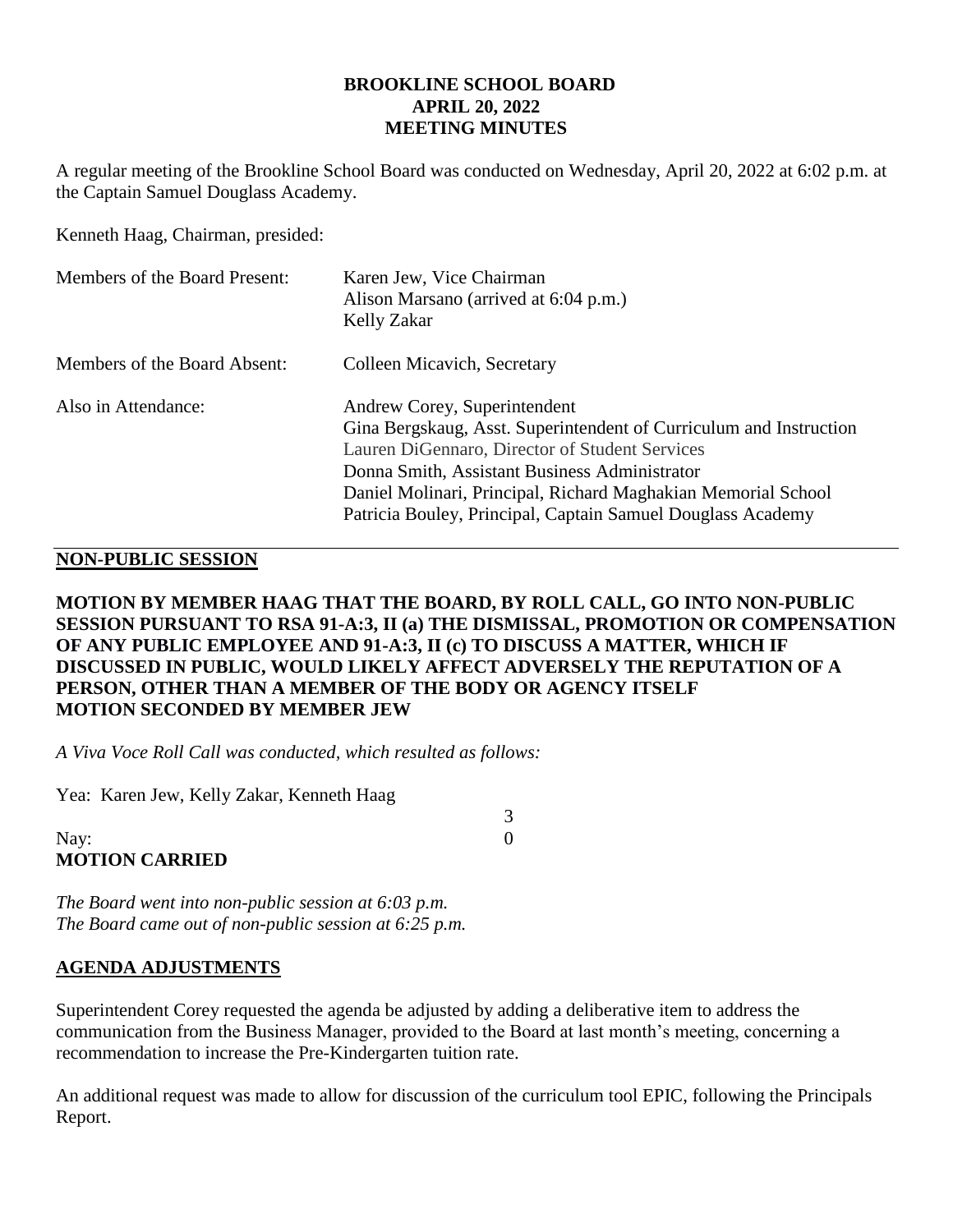**BROOKLINE SCHOOL BOARD**
**APRIL 20, 2022**
**MEETING MINUTES**

A regular meeting of the Brookline School Board was conducted on Wednesday, April 20, 2022 at 6:02 p.m. at the Captain Samuel Douglass Academy.

Kenneth Haag, Chairman, presided:

| | |
|---|---|
| Members of the Board Present: | Karen Jew, Vice Chairman<br>Alison Marsano (arrived at 6:04 p.m.)<br>Kelly Zakar |
| Members of the Board Absent: | Colleen Micavich, Secretary |
| Also in Attendance: | Andrew Corey, Superintendent<br>Gina Bergskaug, Asst. Superintendent of Curriculum and Instruction<br>Lauren DiGennaro, Director of Student Services<br>Donna Smith, Assistant Business Administrator<br>Daniel Molinari, Principal, Richard Maghakian Memorial School<br>Patricia Bouley, Principal, Captain Samuel Douglass Academy |

## NON-PUBLIC SESSION

**MOTION BY MEMBER HAAG THAT THE BOARD, BY ROLL CALL, GO INTO NON-PUBLIC SESSION PURSUANT TO RSA 91-A:3, II (a) THE DISMISSAL, PROMOTION OR COMPENSATION OF ANY PUBLIC EMPLOYEE AND 91-A:3, II (c) TO DISCUSS A MATTER, WHICH IF DISCUSSED IN PUBLIC, WOULD LIKELY AFFECT ADVERSELY THE REPUTATION OF A PERSON, OTHER THAN A MEMBER OF THE BODY OR AGENCY ITSELF**
**MOTION SECONDED BY MEMBER JEW**

*A Viva Voce Roll Call was conducted, which resulted as follows:*

Yea: Karen Jew, Kelly Zakar, Kenneth Haag 3

Nay: 0

**MOTION CARRIED**

*The Board went into non-public session at 6:03 p.m.*
*The Board came out of non-public session at 6:25 p.m.*

## AGENDA ADJUSTMENTS

Superintendent Corey requested the agenda be adjusted by adding a deliberative item to address the communication from the Business Manager, provided to the Board at last month's meeting, concerning a recommendation to increase the Pre-Kindergarten tuition rate.

An additional request was made to allow for discussion of the curriculum tool EPIC, following the Principals Report.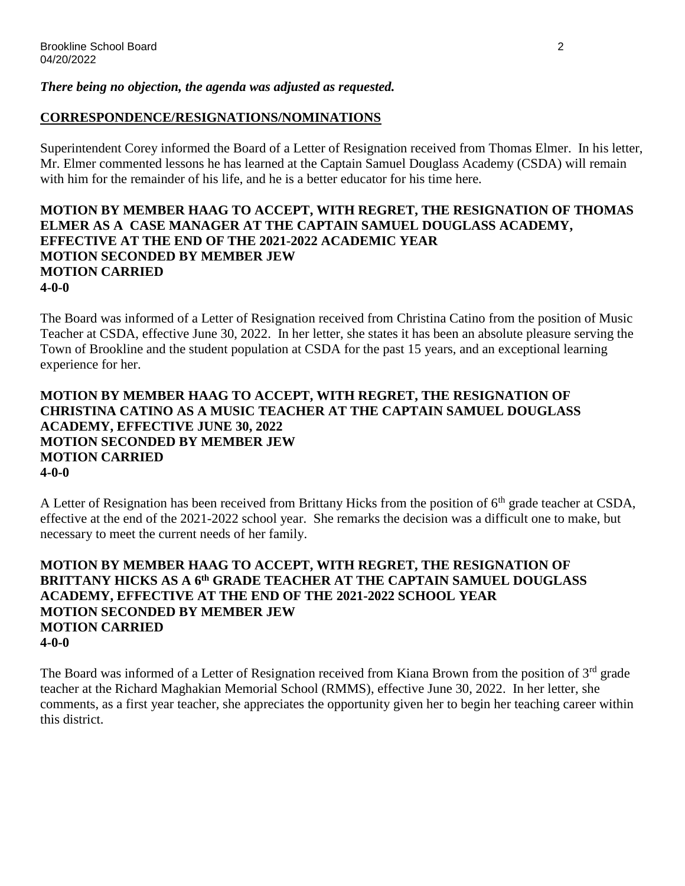***There being no objection, the agenda was adjusted as requested.***

## CORRESPONDENCE/RESIGNATIONS/NOMINATIONS

Superintendent Corey informed the Board of a Letter of Resignation received from Thomas Elmer. In his letter, Mr. Elmer commented lessons he has learned at the Captain Samuel Douglass Academy (CSDA) will remain with him for the remainder of his life, and he is a better educator for his time here.

**MOTION BY MEMBER HAAG TO ACCEPT, WITH REGRET, THE RESIGNATION OF THOMAS ELMER AS A CASE MANAGER AT THE CAPTAIN SAMUEL DOUGLASS ACADEMY, EFFECTIVE AT THE END OF THE 2021-2022 ACADEMIC YEAR**
**MOTION SECONDED BY MEMBER JEW**
**MOTION CARRIED**
**4-0-0**

The Board was informed of a Letter of Resignation received from Christina Catino from the position of Music Teacher at CSDA, effective June 30, 2022. In her letter, she states it has been an absolute pleasure serving the Town of Brookline and the student population at CSDA for the past 15 years, and an exceptional learning experience for her.

**MOTION BY MEMBER HAAG TO ACCEPT, WITH REGRET, THE RESIGNATION OF CHRISTINA CATINO AS A MUSIC TEACHER AT THE CAPTAIN SAMUEL DOUGLASS ACADEMY, EFFECTIVE JUNE 30, 2022**
**MOTION SECONDED BY MEMBER JEW**
**MOTION CARRIED**
**4-0-0**

A Letter of Resignation has been received from Brittany Hicks from the position of 6th grade teacher at CSDA, effective at the end of the 2021-2022 school year. She remarks the decision was a difficult one to make, but necessary to meet the current needs of her family.

**MOTION BY MEMBER HAAG TO ACCEPT, WITH REGRET, THE RESIGNATION OF BRITTANY HICKS AS A 6th GRADE TEACHER AT THE CAPTAIN SAMUEL DOUGLASS ACADEMY, EFFECTIVE AT THE END OF THE 2021-2022 SCHOOL YEAR**
**MOTION SECONDED BY MEMBER JEW**
**MOTION CARRIED**
**4-0-0**

The Board was informed of a Letter of Resignation received from Kiana Brown from the position of 3rd grade teacher at the Richard Maghakian Memorial School (RMMS), effective June 30, 2022. In her letter, she comments, as a first year teacher, she appreciates the opportunity given her to begin her teaching career within this district.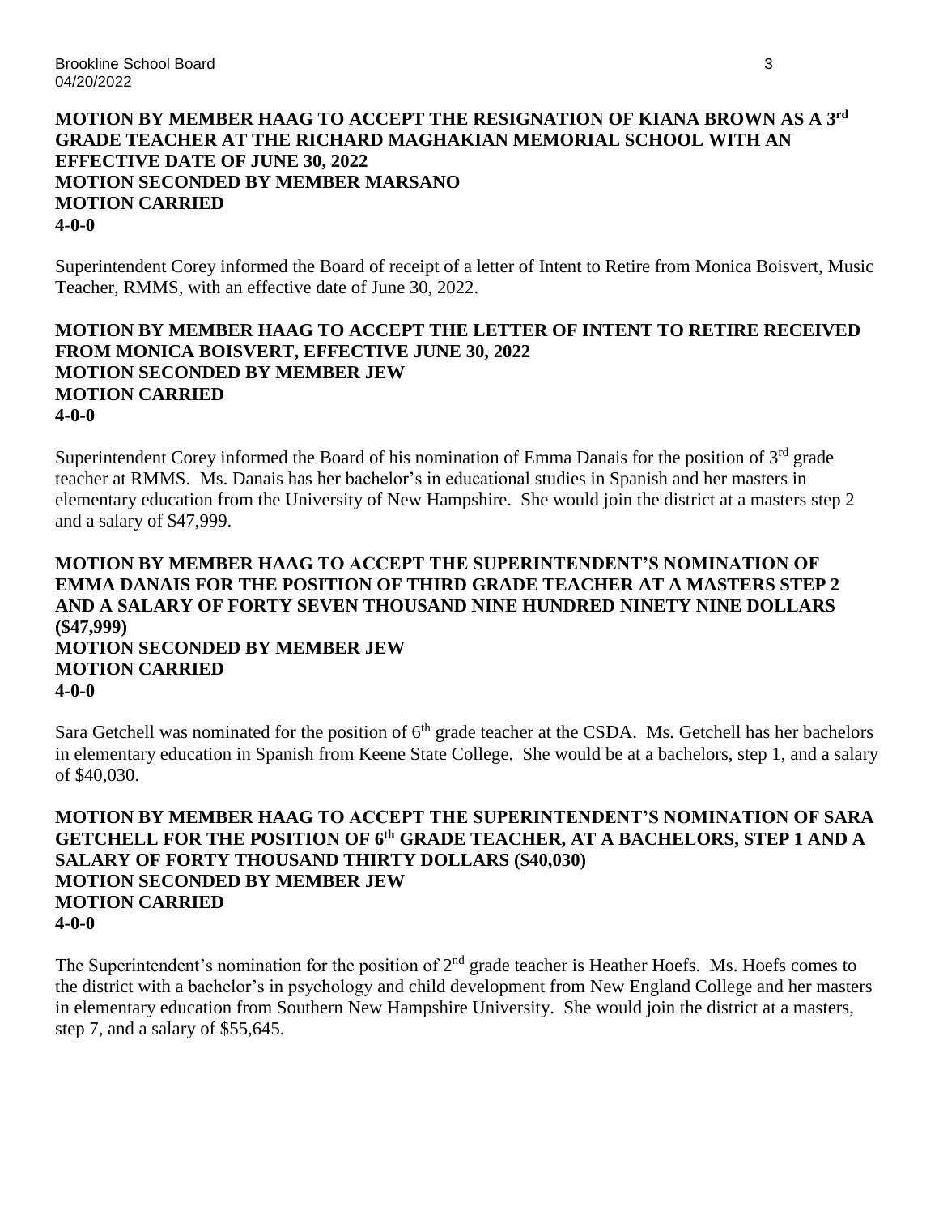**MOTION BY MEMBER HAAG TO ACCEPT THE RESIGNATION OF KIANA BROWN AS A 3rd GRADE TEACHER AT THE RICHARD MAGHAKIAN MEMORIAL SCHOOL WITH AN EFFECTIVE DATE OF JUNE 30, 2022**
**MOTION SECONDED BY MEMBER MARSANO**
**MOTION CARRIED**
**4-0-0**

Superintendent Corey informed the Board of receipt of a letter of Intent to Retire from Monica Boisvert, Music Teacher, RMMS, with an effective date of June 30, 2022.

**MOTION BY MEMBER HAAG TO ACCEPT THE LETTER OF INTENT TO RETIRE RECEIVED FROM MONICA BOISVERT, EFFECTIVE JUNE 30, 2022**
**MOTION SECONDED BY MEMBER JEW**
**MOTION CARRIED**
**4-0-0**

Superintendent Corey informed the Board of his nomination of Emma Danais for the position of 3rd grade teacher at RMMS. Ms. Danais has her bachelor's in educational studies in Spanish and her masters in elementary education from the University of New Hampshire. She would join the district at a masters step 2 and a salary of $47,999.

**MOTION BY MEMBER HAAG TO ACCEPT THE SUPERINTENDENT'S NOMINATION OF EMMA DANAIS FOR THE POSITION OF THIRD GRADE TEACHER AT A MASTERS STEP 2 AND A SALARY OF FORTY SEVEN THOUSAND NINE HUNDRED NINETY NINE DOLLARS ($47,999)**
**MOTION SECONDED BY MEMBER JEW**
**MOTION CARRIED**
**4-0-0**

Sara Getchell was nominated for the position of 6th grade teacher at the CSDA. Ms. Getchell has her bachelors in elementary education in Spanish from Keene State College. She would be at a bachelors, step 1, and a salary of $40,030.

**MOTION BY MEMBER HAAG TO ACCEPT THE SUPERINTENDENT'S NOMINATION OF SARA GETCHELL FOR THE POSITION OF 6th GRADE TEACHER, AT A BACHELORS, STEP 1 AND A SALARY OF FORTY THOUSAND THIRTY DOLLARS ($40,030)**
**MOTION SECONDED BY MEMBER JEW**
**MOTION CARRIED**
**4-0-0**

The Superintendent's nomination for the position of 2nd grade teacher is Heather Hoefs. Ms. Hoefs comes to the district with a bachelor's in psychology and child development from New England College and her masters in elementary education from Southern New Hampshire University. She would join the district at a masters, step 7, and a salary of $55,645.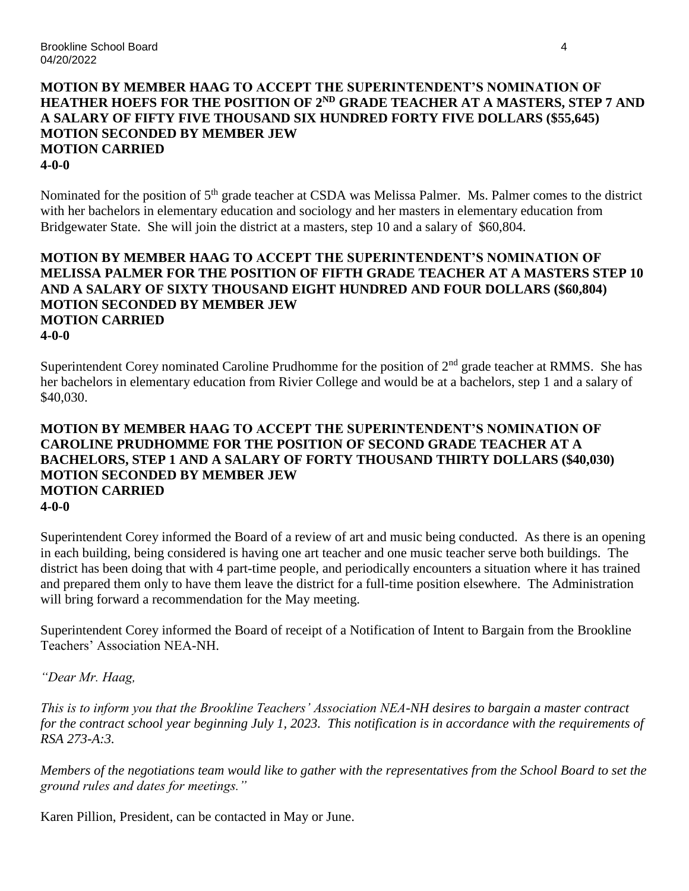**MOTION BY MEMBER HAAG TO ACCEPT THE SUPERINTENDENT'S NOMINATION OF HEATHER HOEFS FOR THE POSITION OF 2ND GRADE TEACHER AT A MASTERS, STEP 7 AND A SALARY OF FIFTY FIVE THOUSAND SIX HUNDRED FORTY FIVE DOLLARS ($55,645)**
**MOTION SECONDED BY MEMBER JEW**
**MOTION CARRIED**
**4-0-0**

Nominated for the position of 5th grade teacher at CSDA was Melissa Palmer. Ms. Palmer comes to the district with her bachelors in elementary education and sociology and her masters in elementary education from Bridgewater State. She will join the district at a masters, step 10 and a salary of $60,804.

**MOTION BY MEMBER HAAG TO ACCEPT THE SUPERINTENDENT'S NOMINATION OF MELISSA PALMER FOR THE POSITION OF FIFTH GRADE TEACHER AT A MASTERS STEP 10 AND A SALARY OF SIXTY THOUSAND EIGHT HUNDRED AND FOUR DOLLARS ($60,804)**
**MOTION SECONDED BY MEMBER JEW**
**MOTION CARRIED**
**4-0-0**

Superintendent Corey nominated Caroline Prudhomme for the position of 2nd grade teacher at RMMS. She has her bachelors in elementary education from Rivier College and would be at a bachelors, step 1 and a salary of $40,030.

**MOTION BY MEMBER HAAG TO ACCEPT THE SUPERINTENDENT'S NOMINATION OF CAROLINE PRUDHOMME FOR THE POSITION OF SECOND GRADE TEACHER AT A BACHELORS, STEP 1 AND A SALARY OF FORTY THOUSAND THIRTY DOLLARS ($40,030)**
**MOTION SECONDED BY MEMBER JEW**
**MOTION CARRIED**
**4-0-0**

Superintendent Corey informed the Board of a review of art and music being conducted. As there is an opening in each building, being considered is having one art teacher and one music teacher serve both buildings. The district has been doing that with 4 part-time people, and periodically encounters a situation where it has trained and prepared them only to have them leave the district for a full-time position elsewhere. The Administration will bring forward a recommendation for the May meeting.

Superintendent Corey informed the Board of receipt of a Notification of Intent to Bargain from the Brookline Teachers' Association NEA-NH.

*"Dear Mr. Haag,*

*This is to inform you that the Brookline Teachers' Association NEA-NH desires to bargain a master contract for the contract school year beginning July 1, 2023. This notification is in accordance with the requirements of RSA 273-A:3.*

*Members of the negotiations team would like to gather with the representatives from the School Board to set the ground rules and dates for meetings."*

Karen Pillion, President, can be contacted in May or June.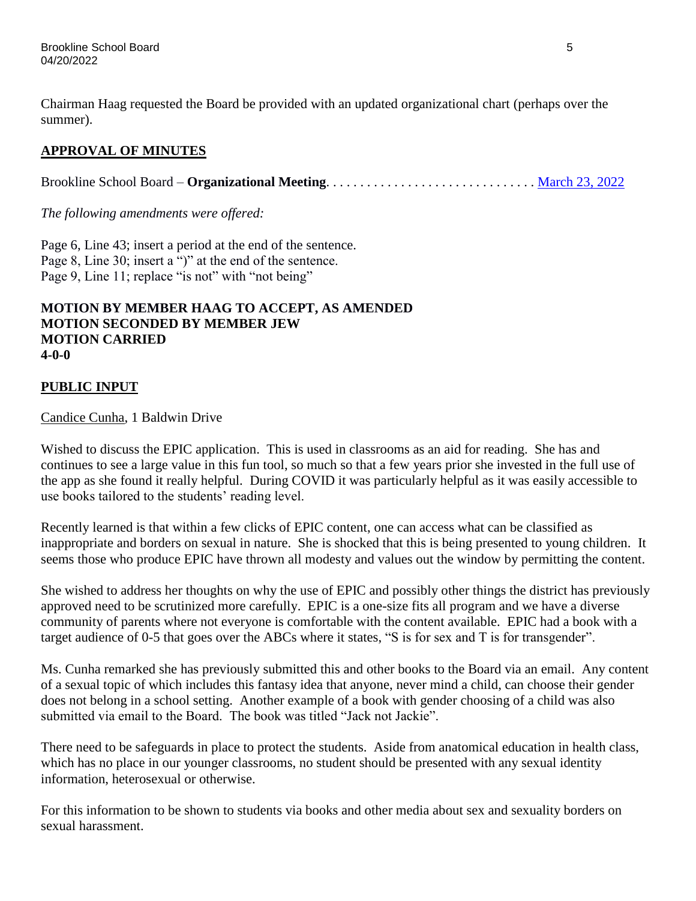Chairman Haag requested the Board be provided with an updated organizational chart (perhaps over the summer).

## APPROVAL OF MINUTES

Brookline School Board – **Organizational Meeting**. . . . . . . . . . . . . . . . . . . . . . . . . . . . . . . March 23, 2022

*The following amendments were offered:*

Page 6, Line 43; insert a period at the end of the sentence.
Page 8, Line 30; insert a ")" at the end of the sentence.
Page 9, Line 11; replace "is not" with "not being"

**MOTION BY MEMBER HAAG TO ACCEPT, AS AMENDED**
**MOTION SECONDED BY MEMBER JEW**
**MOTION CARRIED**
**4-0-0**

## PUBLIC INPUT

Candice Cunha, 1 Baldwin Drive

Wished to discuss the EPIC application. This is used in classrooms as an aid for reading. She has and continues to see a large value in this fun tool, so much so that a few years prior she invested in the full use of the app as she found it really helpful. During COVID it was particularly helpful as it was easily accessible to use books tailored to the students' reading level.

Recently learned is that within a few clicks of EPIC content, one can access what can be classified as inappropriate and borders on sexual in nature. She is shocked that this is being presented to young children. It seems those who produce EPIC have thrown all modesty and values out the window by permitting the content.

She wished to address her thoughts on why the use of EPIC and possibly other things the district has previously approved need to be scrutinized more carefully. EPIC is a one-size fits all program and we have a diverse community of parents where not everyone is comfortable with the content available. EPIC had a book with a target audience of 0-5 that goes over the ABCs where it states, "S is for sex and T is for transgender".

Ms. Cunha remarked she has previously submitted this and other books to the Board via an email. Any content of a sexual topic of which includes this fantasy idea that anyone, never mind a child, can choose their gender does not belong in a school setting. Another example of a book with gender choosing of a child was also submitted via email to the Board. The book was titled "Jack not Jackie".

There need to be safeguards in place to protect the students. Aside from anatomical education in health class, which has no place in our younger classrooms, no student should be presented with any sexual identity information, heterosexual or otherwise.

For this information to be shown to students via books and other media about sex and sexuality borders on sexual harassment.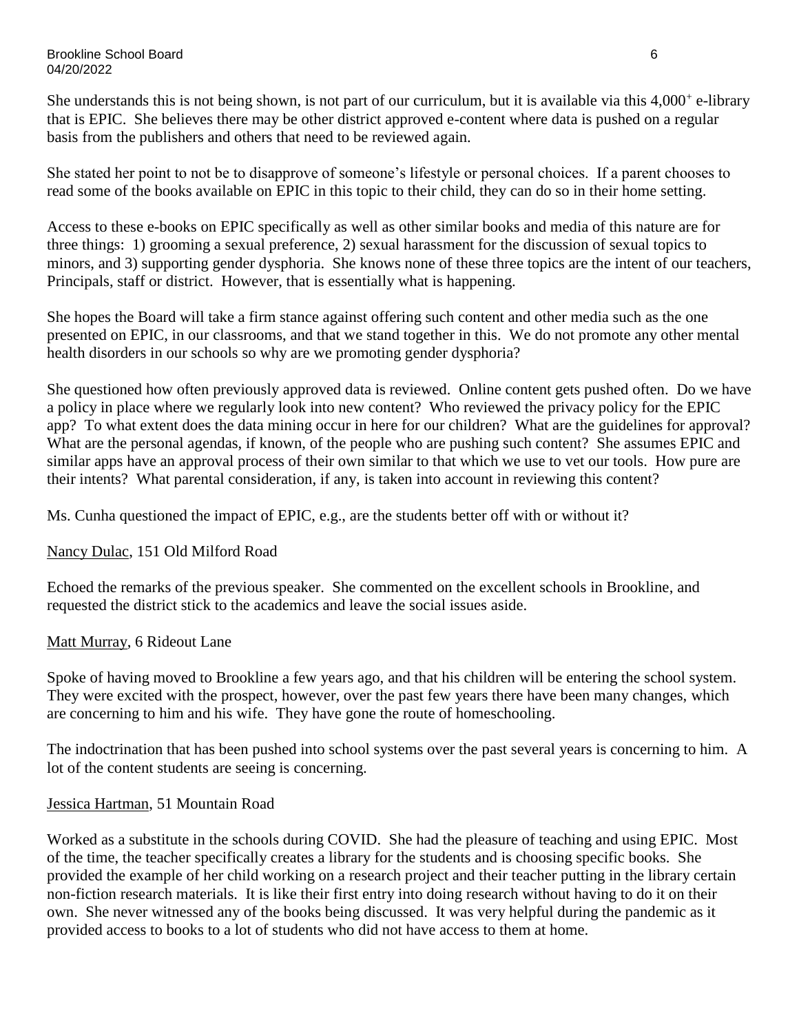She understands this is not being shown, is not part of our curriculum, but it is available via this 4,000+ e-library that is EPIC. She believes there may be other district approved e-content where data is pushed on a regular basis from the publishers and others that need to be reviewed again.

She stated her point to not be to disapprove of someone's lifestyle or personal choices. If a parent chooses to read some of the books available on EPIC in this topic to their child, they can do so in their home setting.

Access to these e-books on EPIC specifically as well as other similar books and media of this nature are for three things: 1) grooming a sexual preference, 2) sexual harassment for the discussion of sexual topics to minors, and 3) supporting gender dysphoria. She knows none of these three topics are the intent of our teachers, Principals, staff or district. However, that is essentially what is happening.

She hopes the Board will take a firm stance against offering such content and other media such as the one presented on EPIC, in our classrooms, and that we stand together in this. We do not promote any other mental health disorders in our schools so why are we promoting gender dysphoria?

She questioned how often previously approved data is reviewed. Online content gets pushed often. Do we have a policy in place where we regularly look into new content? Who reviewed the privacy policy for the EPIC app? To what extent does the data mining occur in here for our children? What are the guidelines for approval? What are the personal agendas, if known, of the people who are pushing such content? She assumes EPIC and similar apps have an approval process of their own similar to that which we use to vet our tools. How pure are their intents? What parental consideration, if any, is taken into account in reviewing this content?

Ms. Cunha questioned the impact of EPIC, e.g., are the students better off with or without it?

Nancy Dulac, 151 Old Milford Road

Echoed the remarks of the previous speaker. She commented on the excellent schools in Brookline, and requested the district stick to the academics and leave the social issues aside.

Matt Murray, 6 Rideout Lane

Spoke of having moved to Brookline a few years ago, and that his children will be entering the school system. They were excited with the prospect, however, over the past few years there have been many changes, which are concerning to him and his wife. They have gone the route of homeschooling.

The indoctrination that has been pushed into school systems over the past several years is concerning to him. A lot of the content students are seeing is concerning.

Jessica Hartman, 51 Mountain Road

Worked as a substitute in the schools during COVID. She had the pleasure of teaching and using EPIC. Most of the time, the teacher specifically creates a library for the students and is choosing specific books. She provided the example of her child working on a research project and their teacher putting in the library certain non-fiction research materials. It is like their first entry into doing research without having to do it on their own. She never witnessed any of the books being discussed. It was very helpful during the pandemic as it provided access to books to a lot of students who did not have access to them at home.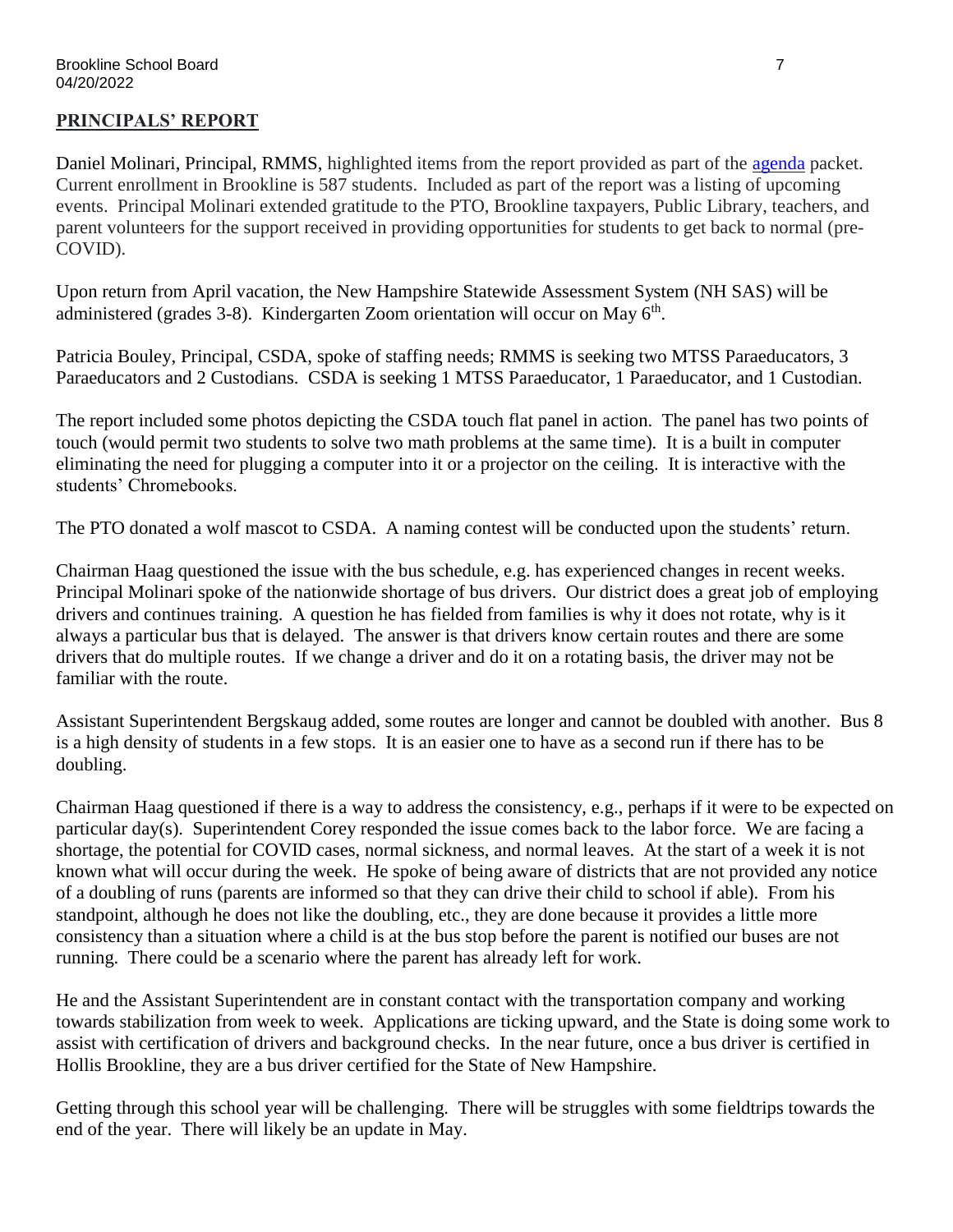## PRINCIPALS' REPORT

Daniel Molinari, Principal, RMMS, highlighted items from the report provided as part of the agenda packet. Current enrollment in Brookline is 587 students. Included as part of the report was a listing of upcoming events. Principal Molinari extended gratitude to the PTO, Brookline taxpayers, Public Library, teachers, and parent volunteers for the support received in providing opportunities for students to get back to normal (pre-COVID).

Upon return from April vacation, the New Hampshire Statewide Assessment System (NH SAS) will be administered (grades 3-8). Kindergarten Zoom orientation will occur on May 6th.

Patricia Bouley, Principal, CSDA, spoke of staffing needs; RMMS is seeking two MTSS Paraeducators, 3 Paraeducators and 2 Custodians. CSDA is seeking 1 MTSS Paraeducator, 1 Paraeducator, and 1 Custodian.

The report included some photos depicting the CSDA touch flat panel in action. The panel has two points of touch (would permit two students to solve two math problems at the same time). It is a built in computer eliminating the need for plugging a computer into it or a projector on the ceiling. It is interactive with the students' Chromebooks.

The PTO donated a wolf mascot to CSDA. A naming contest will be conducted upon the students' return.

Chairman Haag questioned the issue with the bus schedule, e.g. has experienced changes in recent weeks. Principal Molinari spoke of the nationwide shortage of bus drivers. Our district does a great job of employing drivers and continues training. A question he has fielded from families is why it does not rotate, why is it always a particular bus that is delayed. The answer is that drivers know certain routes and there are some drivers that do multiple routes. If we change a driver and do it on a rotating basis, the driver may not be familiar with the route.

Assistant Superintendent Bergskaug added, some routes are longer and cannot be doubled with another. Bus 8 is a high density of students in a few stops. It is an easier one to have as a second run if there has to be doubling.

Chairman Haag questioned if there is a way to address the consistency, e.g., perhaps if it were to be expected on particular day(s). Superintendent Corey responded the issue comes back to the labor force. We are facing a shortage, the potential for COVID cases, normal sickness, and normal leaves. At the start of a week it is not known what will occur during the week. He spoke of being aware of districts that are not provided any notice of a doubling of runs (parents are informed so that they can drive their child to school if able). From his standpoint, although he does not like the doubling, etc., they are done because it provides a little more consistency than a situation where a child is at the bus stop before the parent is notified our buses are not running. There could be a scenario where the parent has already left for work.

He and the Assistant Superintendent are in constant contact with the transportation company and working towards stabilization from week to week. Applications are ticking upward, and the State is doing some work to assist with certification of drivers and background checks. In the near future, once a bus driver is certified in Hollis Brookline, they are a bus driver certified for the State of New Hampshire.

Getting through this school year will be challenging. There will be struggles with some fieldtrips towards the end of the year. There will likely be an update in May.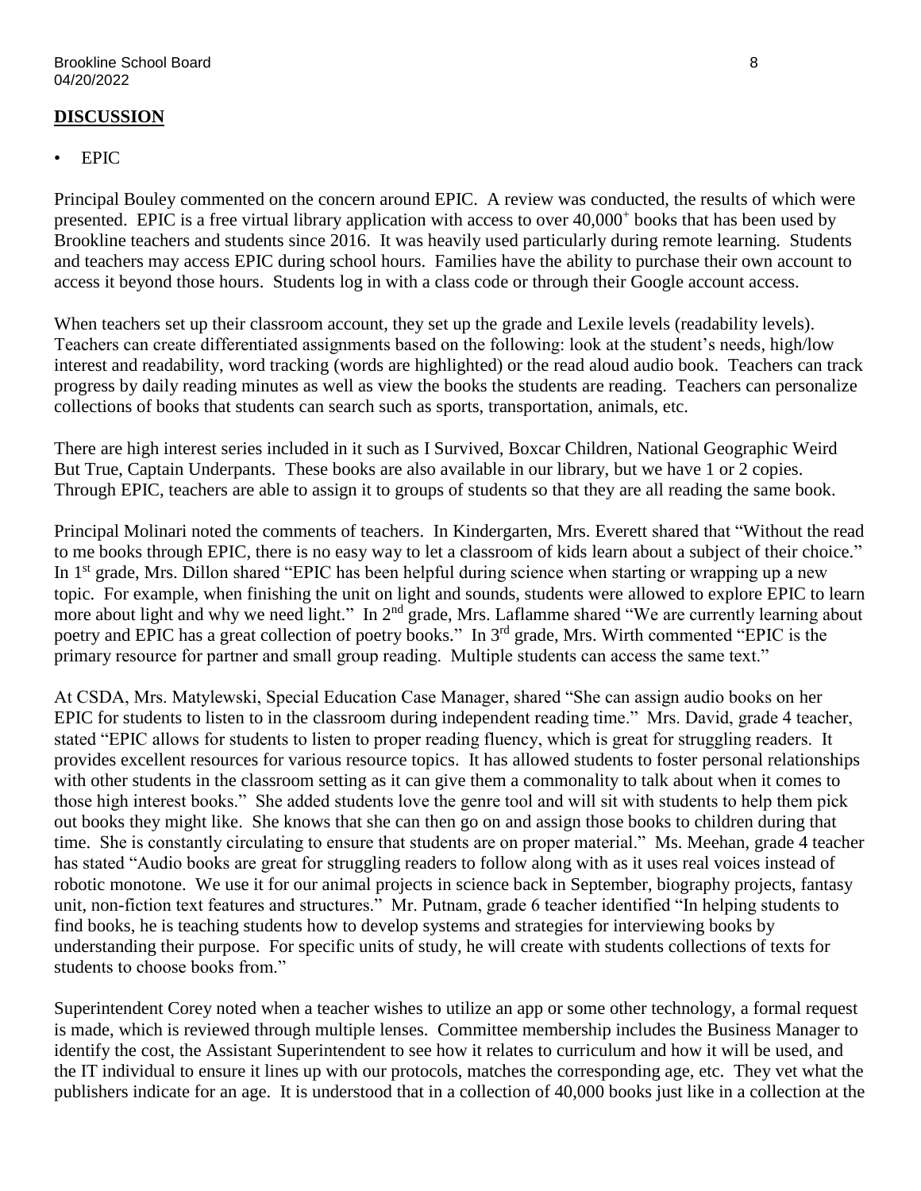## **DISCUSSION**

- EPIC

Principal Bouley commented on the concern around EPIC. A review was conducted, the results of which were presented. EPIC is a free virtual library application with access to over 40,000+ books that has been used by Brookline teachers and students since 2016. It was heavily used particularly during remote learning. Students and teachers may access EPIC during school hours. Families have the ability to purchase their own account to access it beyond those hours. Students log in with a class code or through their Google account access.

When teachers set up their classroom account, they set up the grade and Lexile levels (readability levels). Teachers can create differentiated assignments based on the following: look at the student's needs, high/low interest and readability, word tracking (words are highlighted) or the read aloud audio book. Teachers can track progress by daily reading minutes as well as view the books the students are reading. Teachers can personalize collections of books that students can search such as sports, transportation, animals, etc.

There are high interest series included in it such as I Survived, Boxcar Children, National Geographic Weird But True, Captain Underpants. These books are also available in our library, but we have 1 or 2 copies. Through EPIC, teachers are able to assign it to groups of students so that they are all reading the same book.

Principal Molinari noted the comments of teachers. In Kindergarten, Mrs. Everett shared that "Without the read to me books through EPIC, there is no easy way to let a classroom of kids learn about a subject of their choice." In 1st grade, Mrs. Dillon shared "EPIC has been helpful during science when starting or wrapping up a new topic. For example, when finishing the unit on light and sounds, students were allowed to explore EPIC to learn more about light and why we need light." In 2nd grade, Mrs. Laflamme shared "We are currently learning about poetry and EPIC has a great collection of poetry books." In 3rd grade, Mrs. Wirth commented "EPIC is the primary resource for partner and small group reading. Multiple students can access the same text."

At CSDA, Mrs. Matylewski, Special Education Case Manager, shared "She can assign audio books on her EPIC for students to listen to in the classroom during independent reading time." Mrs. David, grade 4 teacher, stated "EPIC allows for students to listen to proper reading fluency, which is great for struggling readers. It provides excellent resources for various resource topics. It has allowed students to foster personal relationships with other students in the classroom setting as it can give them a commonality to talk about when it comes to those high interest books." She added students love the genre tool and will sit with students to help them pick out books they might like. She knows that she can then go on and assign those books to children during that time. She is constantly circulating to ensure that students are on proper material." Ms. Meehan, grade 4 teacher has stated "Audio books are great for struggling readers to follow along with as it uses real voices instead of robotic monotone. We use it for our animal projects in science back in September, biography projects, fantasy unit, non-fiction text features and structures." Mr. Putnam, grade 6 teacher identified "In helping students to find books, he is teaching students how to develop systems and strategies for interviewing books by understanding their purpose. For specific units of study, he will create with students collections of texts for students to choose books from."

Superintendent Corey noted when a teacher wishes to utilize an app or some other technology, a formal request is made, which is reviewed through multiple lenses. Committee membership includes the Business Manager to identify the cost, the Assistant Superintendent to see how it relates to curriculum and how it will be used, and the IT individual to ensure it lines up with our protocols, matches the corresponding age, etc. They vet what the publishers indicate for an age. It is understood that in a collection of 40,000 books just like in a collection at the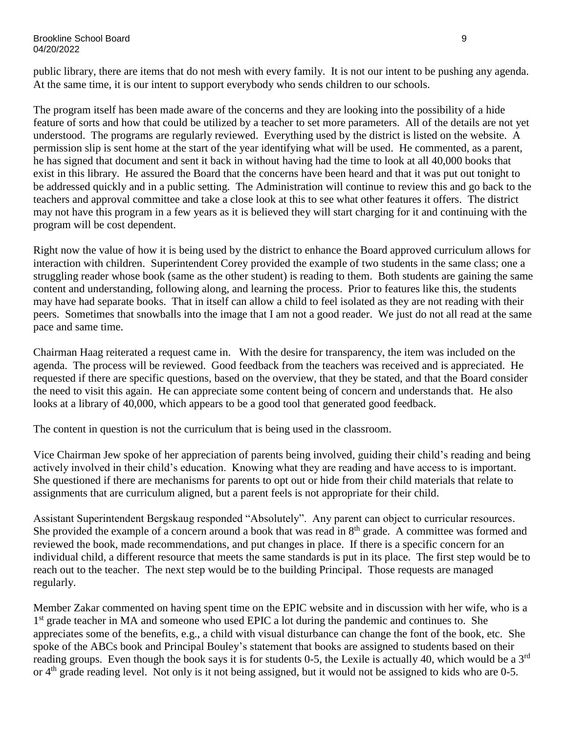public library, there are items that do not mesh with every family. It is not our intent to be pushing any agenda. At the same time, it is our intent to support everybody who sends children to our schools.

The program itself has been made aware of the concerns and they are looking into the possibility of a hide feature of sorts and how that could be utilized by a teacher to set more parameters. All of the details are not yet understood. The programs are regularly reviewed. Everything used by the district is listed on the website. A permission slip is sent home at the start of the year identifying what will be used. He commented, as a parent, he has signed that document and sent it back in without having had the time to look at all 40,000 books that exist in this library. He assured the Board that the concerns have been heard and that it was put out tonight to be addressed quickly and in a public setting. The Administration will continue to review this and go back to the teachers and approval committee and take a close look at this to see what other features it offers. The district may not have this program in a few years as it is believed they will start charging for it and continuing with the program will be cost dependent.

Right now the value of how it is being used by the district to enhance the Board approved curriculum allows for interaction with children. Superintendent Corey provided the example of two students in the same class; one a struggling reader whose book (same as the other student) is reading to them. Both students are gaining the same content and understanding, following along, and learning the process. Prior to features like this, the students may have had separate books. That in itself can allow a child to feel isolated as they are not reading with their peers. Sometimes that snowballs into the image that I am not a good reader. We just do not all read at the same pace and same time.

Chairman Haag reiterated a request came in. With the desire for transparency, the item was included on the agenda. The process will be reviewed. Good feedback from the teachers was received and is appreciated. He requested if there are specific questions, based on the overview, that they be stated, and that the Board consider the need to visit this again. He can appreciate some content being of concern and understands that. He also looks at a library of 40,000, which appears to be a good tool that generated good feedback.

The content in question is not the curriculum that is being used in the classroom.

Vice Chairman Jew spoke of her appreciation of parents being involved, guiding their child's reading and being actively involved in their child's education. Knowing what they are reading and have access to is important. She questioned if there are mechanisms for parents to opt out or hide from their child materials that relate to assignments that are curriculum aligned, but a parent feels is not appropriate for their child.

Assistant Superintendent Bergskaug responded "Absolutely". Any parent can object to curricular resources. She provided the example of a concern around a book that was read in 8th grade. A committee was formed and reviewed the book, made recommendations, and put changes in place. If there is a specific concern for an individual child, a different resource that meets the same standards is put in its place. The first step would be to reach out to the teacher. The next step would be to the building Principal. Those requests are managed regularly.

Member Zakar commented on having spent time on the EPIC website and in discussion with her wife, who is a 1st grade teacher in MA and someone who used EPIC a lot during the pandemic and continues to. She appreciates some of the benefits, e.g., a child with visual disturbance can change the font of the book, etc. She spoke of the ABCs book and Principal Bouley's statement that books are assigned to students based on their reading groups. Even though the book says it is for students 0-5, the Lexile is actually 40, which would be a 3rd or 4th grade reading level. Not only is it not being assigned, but it would not be assigned to kids who are 0-5.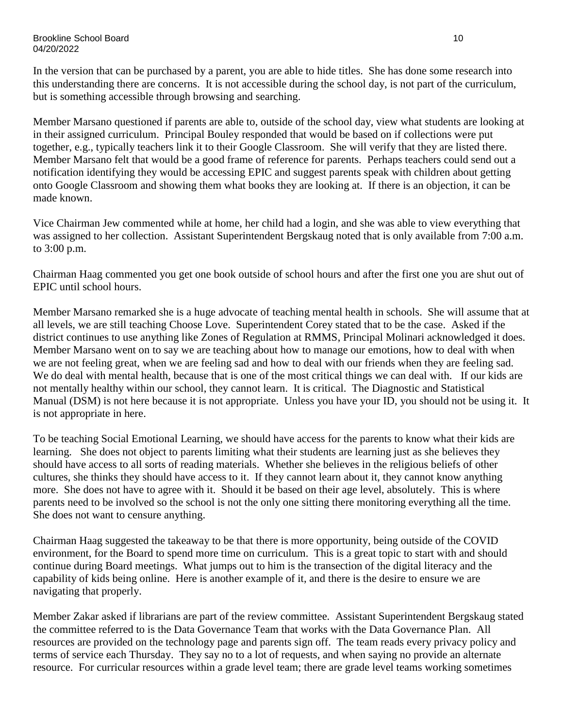In the version that can be purchased by a parent, you are able to hide titles. She has done some research into this understanding there are concerns. It is not accessible during the school day, is not part of the curriculum, but is something accessible through browsing and searching.

Member Marsano questioned if parents are able to, outside of the school day, view what students are looking at in their assigned curriculum. Principal Bouley responded that would be based on if collections were put together, e.g., typically teachers link it to their Google Classroom. She will verify that they are listed there. Member Marsano felt that would be a good frame of reference for parents. Perhaps teachers could send out a notification identifying they would be accessing EPIC and suggest parents speak with children about getting onto Google Classroom and showing them what books they are looking at. If there is an objection, it can be made known.

Vice Chairman Jew commented while at home, her child had a login, and she was able to view everything that was assigned to her collection. Assistant Superintendent Bergskaug noted that is only available from 7:00 a.m. to 3:00 p.m.

Chairman Haag commented you get one book outside of school hours and after the first one you are shut out of EPIC until school hours.

Member Marsano remarked she is a huge advocate of teaching mental health in schools. She will assume that at all levels, we are still teaching Choose Love. Superintendent Corey stated that to be the case. Asked if the district continues to use anything like Zones of Regulation at RMMS, Principal Molinari acknowledged it does. Member Marsano went on to say we are teaching about how to manage our emotions, how to deal with when we are not feeling great, when we are feeling sad and how to deal with our friends when they are feeling sad. We do deal with mental health, because that is one of the most critical things we can deal with. If our kids are not mentally healthy within our school, they cannot learn. It is critical. The Diagnostic and Statistical Manual (DSM) is not here because it is not appropriate. Unless you have your ID, you should not be using it. It is not appropriate in here.

To be teaching Social Emotional Learning, we should have access for the parents to know what their kids are learning. She does not object to parents limiting what their students are learning just as she believes they should have access to all sorts of reading materials. Whether she believes in the religious beliefs of other cultures, she thinks they should have access to it. If they cannot learn about it, they cannot know anything more. She does not have to agree with it. Should it be based on their age level, absolutely. This is where parents need to be involved so the school is not the only one sitting there monitoring everything all the time. She does not want to censure anything.

Chairman Haag suggested the takeaway to be that there is more opportunity, being outside of the COVID environment, for the Board to spend more time on curriculum. This is a great topic to start with and should continue during Board meetings. What jumps out to him is the transection of the digital literacy and the capability of kids being online. Here is another example of it, and there is the desire to ensure we are navigating that properly.

Member Zakar asked if librarians are part of the review committee. Assistant Superintendent Bergskaug stated the committee referred to is the Data Governance Team that works with the Data Governance Plan. All resources are provided on the technology page and parents sign off. The team reads every privacy policy and terms of service each Thursday. They say no to a lot of requests, and when saying no provide an alternate resource. For curricular resources within a grade level team; there are grade level teams working sometimes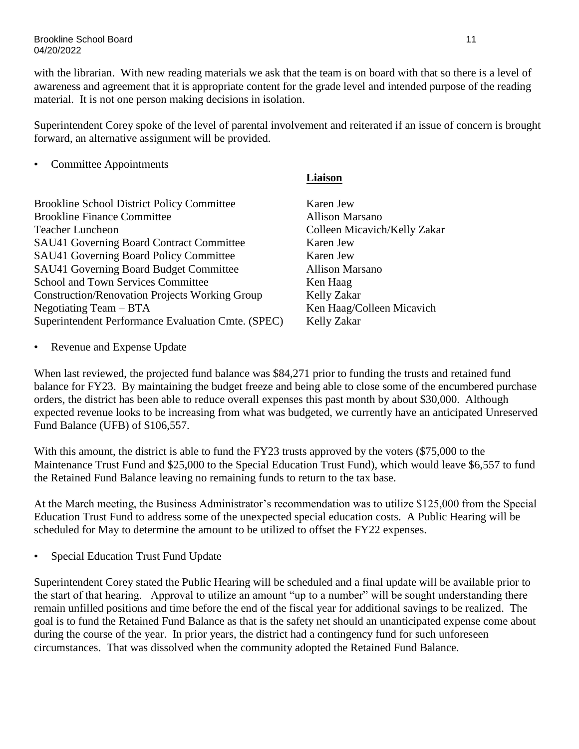with the librarian. With new reading materials we ask that the team is on board with that so there is a level of awareness and agreement that it is appropriate content for the grade level and intended purpose of the reading material. It is not one person making decisions in isolation.

Superintendent Corey spoke of the level of parental involvement and reiterated if an issue of concern is brought forward, an alternative assignment will be provided.

- Committee Appointments

| | **Liaison** |
|---|---|
| Brookline School District Policy Committee | Karen Jew |
| Brookline Finance Committee | Allison Marsano |
| Teacher Luncheon | Colleen Micavich/Kelly Zakar |
| SAU41 Governing Board Contract Committee | Karen Jew |
| SAU41 Governing Board Policy Committee | Karen Jew |
| SAU41 Governing Board Budget Committee | Allison Marsano |
| School and Town Services Committee | Ken Haag |
| Construction/Renovation Projects Working Group | Kelly Zakar |
| Negotiating Team – BTA | Ken Haag/Colleen Micavich |
| Superintendent Performance Evaluation Cmte. (SPEC) | Kelly Zakar |

- Revenue and Expense Update

When last reviewed, the projected fund balance was $84,271 prior to funding the trusts and retained fund balance for FY23. By maintaining the budget freeze and being able to close some of the encumbered purchase orders, the district has been able to reduce overall expenses this past month by about $30,000. Although expected revenue looks to be increasing from what was budgeted, we currently have an anticipated Unreserved Fund Balance (UFB) of $106,557.

With this amount, the district is able to fund the FY23 trusts approved by the voters ($75,000 to the Maintenance Trust Fund and $25,000 to the Special Education Trust Fund), which would leave $6,557 to fund the Retained Fund Balance leaving no remaining funds to return to the tax base.

At the March meeting, the Business Administrator's recommendation was to utilize $125,000 from the Special Education Trust Fund to address some of the unexpected special education costs. A Public Hearing will be scheduled for May to determine the amount to be utilized to offset the FY22 expenses.

- Special Education Trust Fund Update

Superintendent Corey stated the Public Hearing will be scheduled and a final update will be available prior to the start of that hearing. Approval to utilize an amount "up to a number" will be sought understanding there remain unfilled positions and time before the end of the fiscal year for additional savings to be realized. The goal is to fund the Retained Fund Balance as that is the safety net should an unanticipated expense come about during the course of the year. In prior years, the district had a contingency fund for such unforeseen circumstances. That was dissolved when the community adopted the Retained Fund Balance.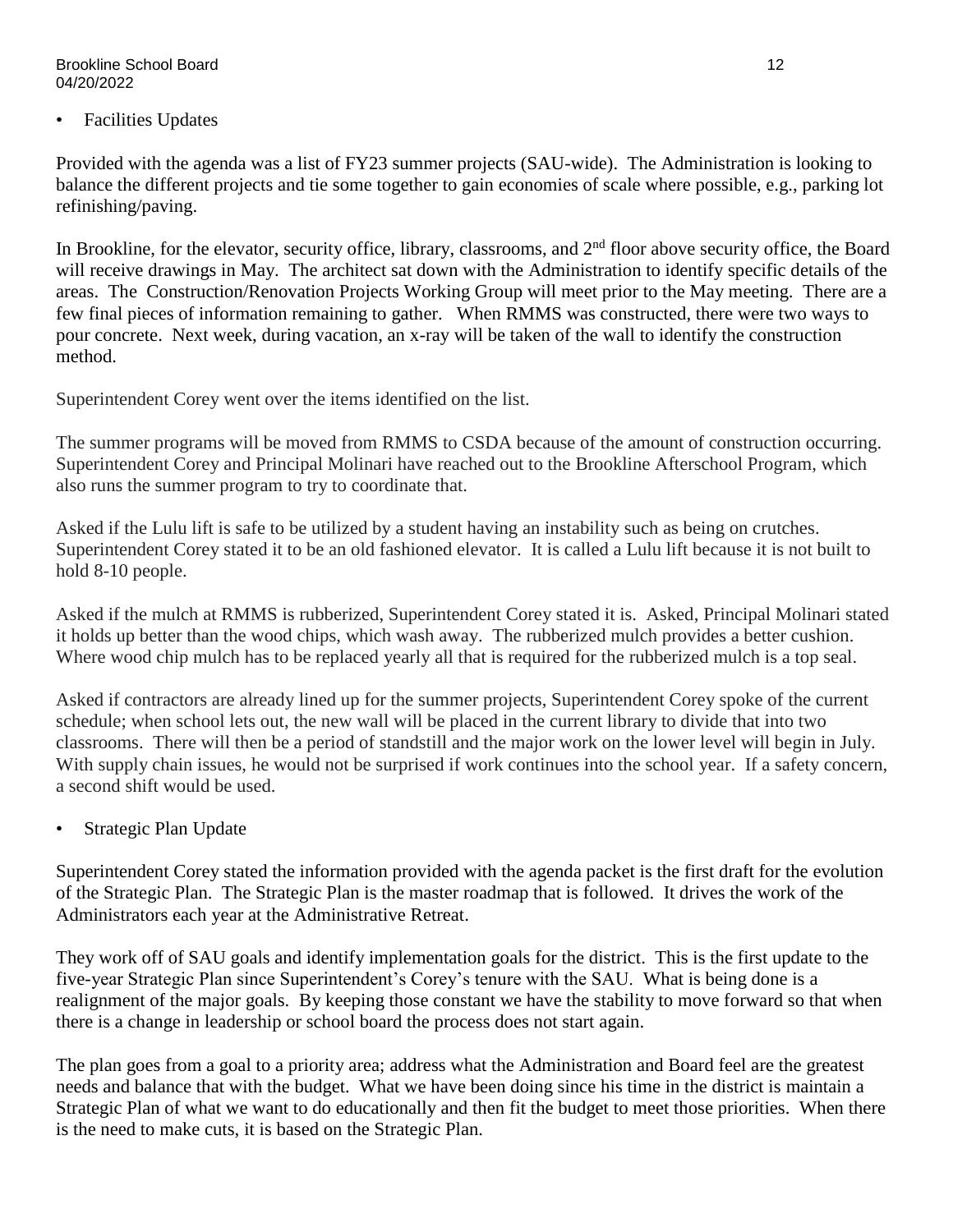- Facilities Updates

Provided with the agenda was a list of FY23 summer projects (SAU-wide). The Administration is looking to balance the different projects and tie some together to gain economies of scale where possible, e.g., parking lot refinishing/paving.

In Brookline, for the elevator, security office, library, classrooms, and 2nd floor above security office, the Board will receive drawings in May. The architect sat down with the Administration to identify specific details of the areas. The Construction/Renovation Projects Working Group will meet prior to the May meeting. There are a few final pieces of information remaining to gather. When RMMS was constructed, there were two ways to pour concrete. Next week, during vacation, an x-ray will be taken of the wall to identify the construction method.

Superintendent Corey went over the items identified on the list.

The summer programs will be moved from RMMS to CSDA because of the amount of construction occurring. Superintendent Corey and Principal Molinari have reached out to the Brookline Afterschool Program, which also runs the summer program to try to coordinate that.

Asked if the Lulu lift is safe to be utilized by a student having an instability such as being on crutches. Superintendent Corey stated it to be an old fashioned elevator. It is called a Lulu lift because it is not built to hold 8-10 people.

Asked if the mulch at RMMS is rubberized, Superintendent Corey stated it is. Asked, Principal Molinari stated it holds up better than the wood chips, which wash away. The rubberized mulch provides a better cushion. Where wood chip mulch has to be replaced yearly all that is required for the rubberized mulch is a top seal.

Asked if contractors are already lined up for the summer projects, Superintendent Corey spoke of the current schedule; when school lets out, the new wall will be placed in the current library to divide that into two classrooms. There will then be a period of standstill and the major work on the lower level will begin in July. With supply chain issues, he would not be surprised if work continues into the school year. If a safety concern, a second shift would be used.

- Strategic Plan Update

Superintendent Corey stated the information provided with the agenda packet is the first draft for the evolution of the Strategic Plan. The Strategic Plan is the master roadmap that is followed. It drives the work of the Administrators each year at the Administrative Retreat.

They work off of SAU goals and identify implementation goals for the district. This is the first update to the five-year Strategic Plan since Superintendent's Corey's tenure with the SAU. What is being done is a realignment of the major goals. By keeping those constant we have the stability to move forward so that when there is a change in leadership or school board the process does not start again.

The plan goes from a goal to a priority area; address what the Administration and Board feel are the greatest needs and balance that with the budget. What we have been doing since his time in the district is maintain a Strategic Plan of what we want to do educationally and then fit the budget to meet those priorities. When there is the need to make cuts, it is based on the Strategic Plan.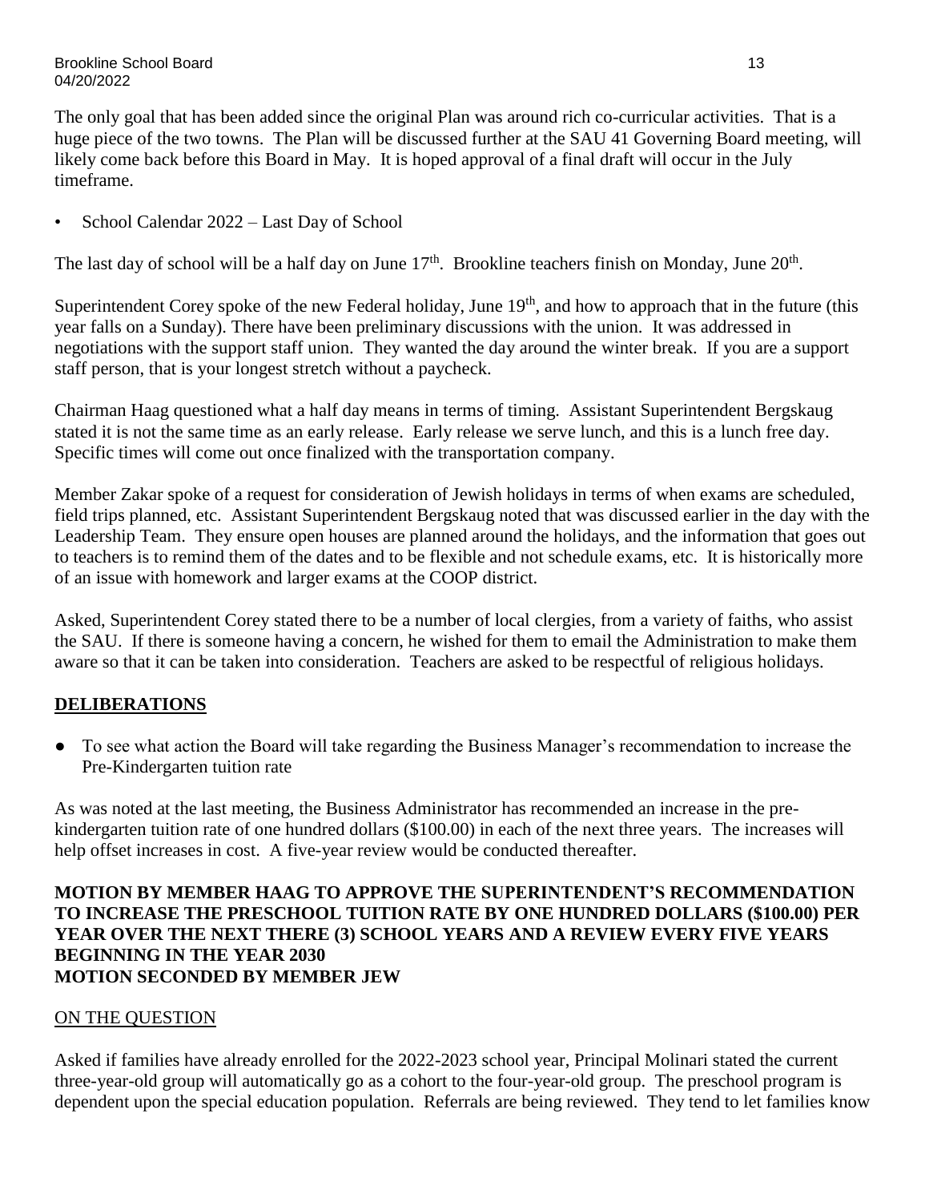The only goal that has been added since the original Plan was around rich co-curricular activities. That is a huge piece of the two towns. The Plan will be discussed further at the SAU 41 Governing Board meeting, will likely come back before this Board in May. It is hoped approval of a final draft will occur in the July timeframe.

- School Calendar 2022 – Last Day of School

The last day of school will be a half day on June 17th. Brookline teachers finish on Monday, June 20th.

Superintendent Corey spoke of the new Federal holiday, June 19th, and how to approach that in the future (this year falls on a Sunday). There have been preliminary discussions with the union. It was addressed in negotiations with the support staff union. They wanted the day around the winter break. If you are a support staff person, that is your longest stretch without a paycheck.

Chairman Haag questioned what a half day means in terms of timing. Assistant Superintendent Bergskaug stated it is not the same time as an early release. Early release we serve lunch, and this is a lunch free day. Specific times will come out once finalized with the transportation company.

Member Zakar spoke of a request for consideration of Jewish holidays in terms of when exams are scheduled, field trips planned, etc. Assistant Superintendent Bergskaug noted that was discussed earlier in the day with the Leadership Team. They ensure open houses are planned around the holidays, and the information that goes out to teachers is to remind them of the dates and to be flexible and not schedule exams, etc. It is historically more of an issue with homework and larger exams at the COOP district.

Asked, Superintendent Corey stated there to be a number of local clergies, from a variety of faiths, who assist the SAU. If there is someone having a concern, he wished for them to email the Administration to make them aware so that it can be taken into consideration. Teachers are asked to be respectful of religious holidays.

## DELIBERATIONS

- To see what action the Board will take regarding the Business Manager's recommendation to increase the Pre-Kindergarten tuition rate

As was noted at the last meeting, the Business Administrator has recommended an increase in the pre-kindergarten tuition rate of one hundred dollars ($100.00) in each of the next three years. The increases will help offset increases in cost. A five-year review would be conducted thereafter.

**MOTION BY MEMBER HAAG TO APPROVE THE SUPERINTENDENT'S RECOMMENDATION TO INCREASE THE PRESCHOOL TUITION RATE BY ONE HUNDRED DOLLARS ($100.00) PER YEAR OVER THE NEXT THERE (3) SCHOOL YEARS AND A REVIEW EVERY FIVE YEARS BEGINNING IN THE YEAR 2030**
**MOTION SECONDED BY MEMBER JEW**

ON THE QUESTION

Asked if families have already enrolled for the 2022-2023 school year, Principal Molinari stated the current three-year-old group will automatically go as a cohort to the four-year-old group. The preschool program is dependent upon the special education population. Referrals are being reviewed. They tend to let families know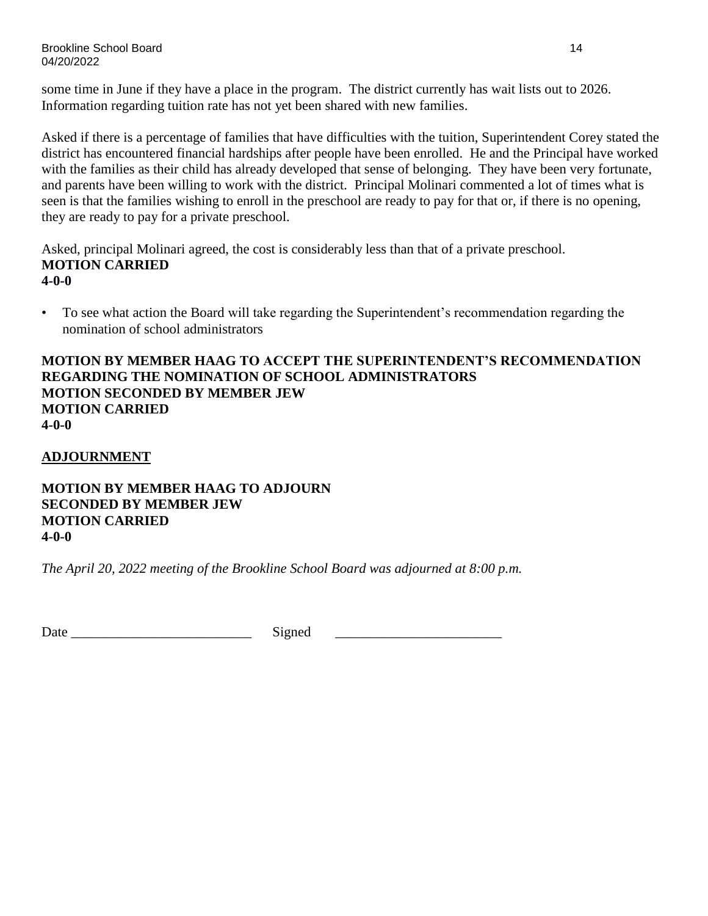some time in June if they have a place in the program. The district currently has wait lists out to 2026. Information regarding tuition rate has not yet been shared with new families.

Asked if there is a percentage of families that have difficulties with the tuition, Superintendent Corey stated the district has encountered financial hardships after people have been enrolled. He and the Principal have worked with the families as their child has already developed that sense of belonging. They have been very fortunate, and parents have been willing to work with the district. Principal Molinari commented a lot of times what is seen is that the families wishing to enroll in the preschool are ready to pay for that or, if there is no opening, they are ready to pay for a private preschool.

Asked, principal Molinari agreed, the cost is considerably less than that of a private preschool.
**MOTION CARRIED**
**4-0-0**

- To see what action the Board will take regarding the Superintendent's recommendation regarding the nomination of school administrators

**MOTION BY MEMBER HAAG TO ACCEPT THE SUPERINTENDENT'S RECOMMENDATION REGARDING THE NOMINATION OF SCHOOL ADMINISTRATORS**
**MOTION SECONDED BY MEMBER JEW**
**MOTION CARRIED**
**4-0-0**

## ADJOURNMENT

**MOTION BY MEMBER HAAG TO ADJOURN**
**SECONDED BY MEMBER JEW**
**MOTION CARRIED**
**4-0-0**

*The April 20, 2022 meeting of the Brookline School Board was adjourned at 8:00 p.m.*

Date ___________________________ Signed _________________________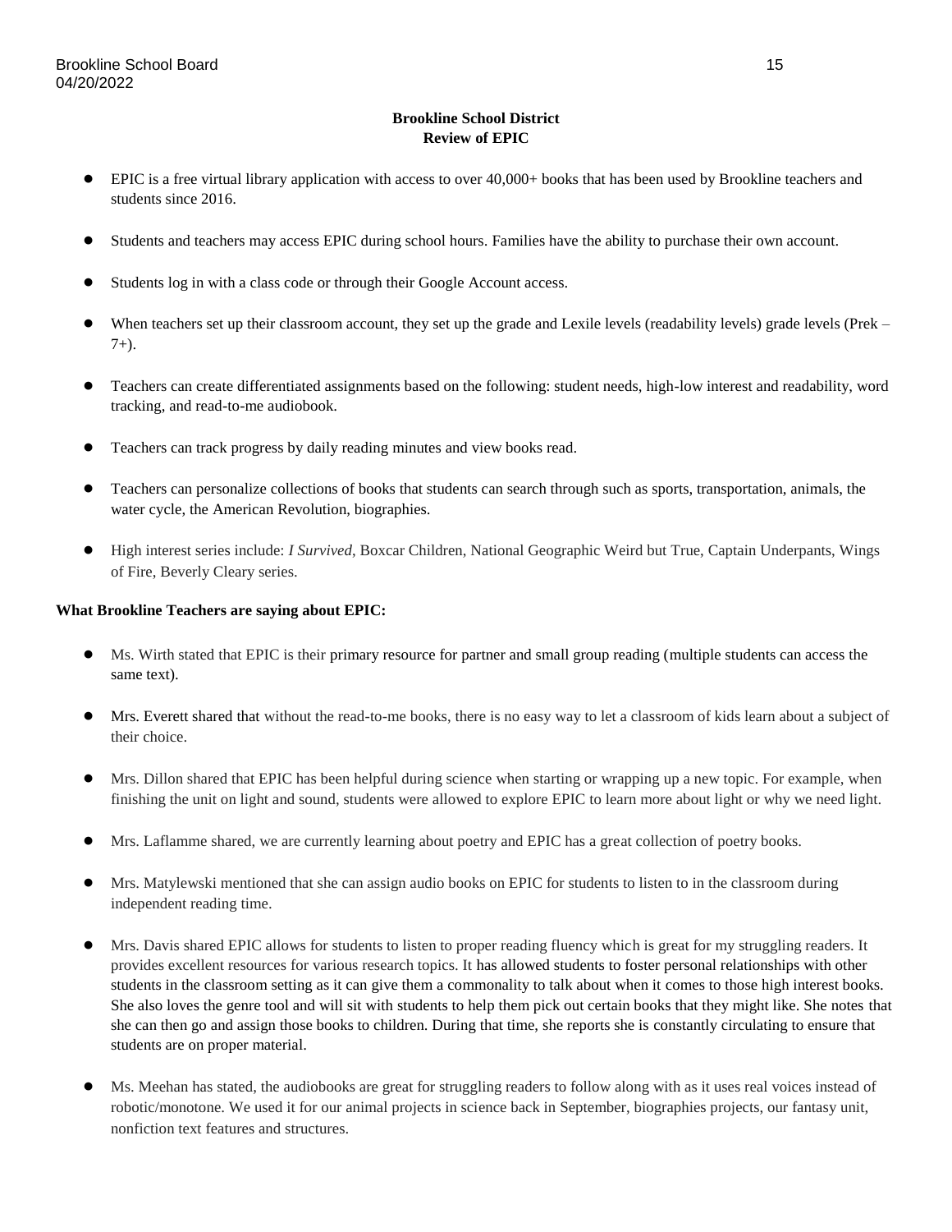**Brookline School District**
**Review of EPIC**

- EPIC is a free virtual library application with access to over 40,000+ books that has been used by Brookline teachers and students since 2016.
- Students and teachers may access EPIC during school hours. Families have the ability to purchase their own account.
- Students log in with a class code or through their Google Account access.
- When teachers set up their classroom account, they set up the grade and Lexile levels (readability levels) grade levels (Prek – 7+).
- Teachers can create differentiated assignments based on the following: student needs, high-low interest and readability, word tracking, and read-to-me audiobook.
- Teachers can track progress by daily reading minutes and view books read.
- Teachers can personalize collections of books that students can search through such as sports, transportation, animals, the water cycle, the American Revolution, biographies.
- High interest series include: *I Survived*, Boxcar Children, National Geographic Weird but True, Captain Underpants, Wings of Fire, Beverly Cleary series.

**What Brookline Teachers are saying about EPIC:**

- Ms. Wirth stated that EPIC is their primary resource for partner and small group reading (multiple students can access the same text).
- Mrs. Everett shared that without the read-to-me books, there is no easy way to let a classroom of kids learn about a subject of their choice.
- Mrs. Dillon shared that EPIC has been helpful during science when starting or wrapping up a new topic. For example, when finishing the unit on light and sound, students were allowed to explore EPIC to learn more about light or why we need light.
- Mrs. Laflamme shared, we are currently learning about poetry and EPIC has a great collection of poetry books.
- Mrs. Matylewski mentioned that she can assign audio books on EPIC for students to listen to in the classroom during independent reading time.
- Mrs. Davis shared EPIC allows for students to listen to proper reading fluency which is great for my struggling readers. It provides excellent resources for various research topics. It has allowed students to foster personal relationships with other students in the classroom setting as it can give them a commonality to talk about when it comes to those high interest books. She also loves the genre tool and will sit with students to help them pick out certain books that they might like. She notes that she can then go and assign those books to children. During that time, she reports she is constantly circulating to ensure that students are on proper material.
- Ms. Meehan has stated, the audiobooks are great for struggling readers to follow along with as it uses real voices instead of robotic/monotone. We used it for our animal projects in science back in September, biographies projects, our fantasy unit, nonfiction text features and structures.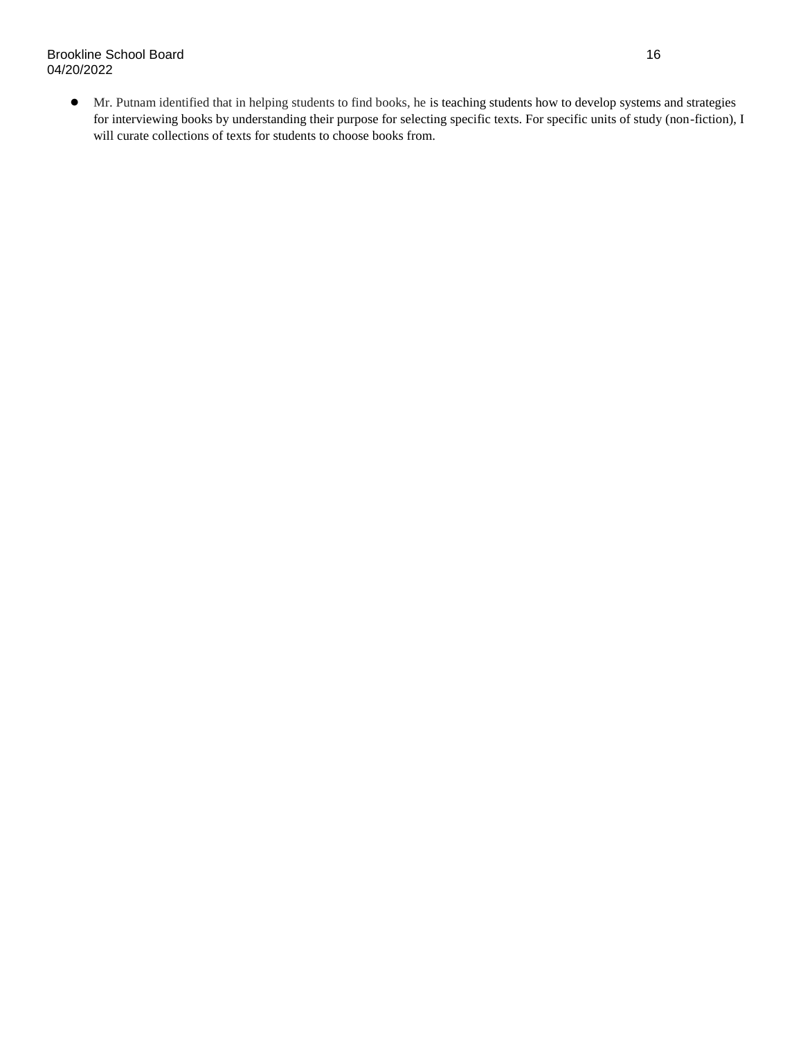- Mr. Putnam identified that in helping students to find books, he is teaching students how to develop systems and strategies for interviewing books by understanding their purpose for selecting specific texts. For specific units of study (non-fiction), I will curate collections of texts for students to choose books from.